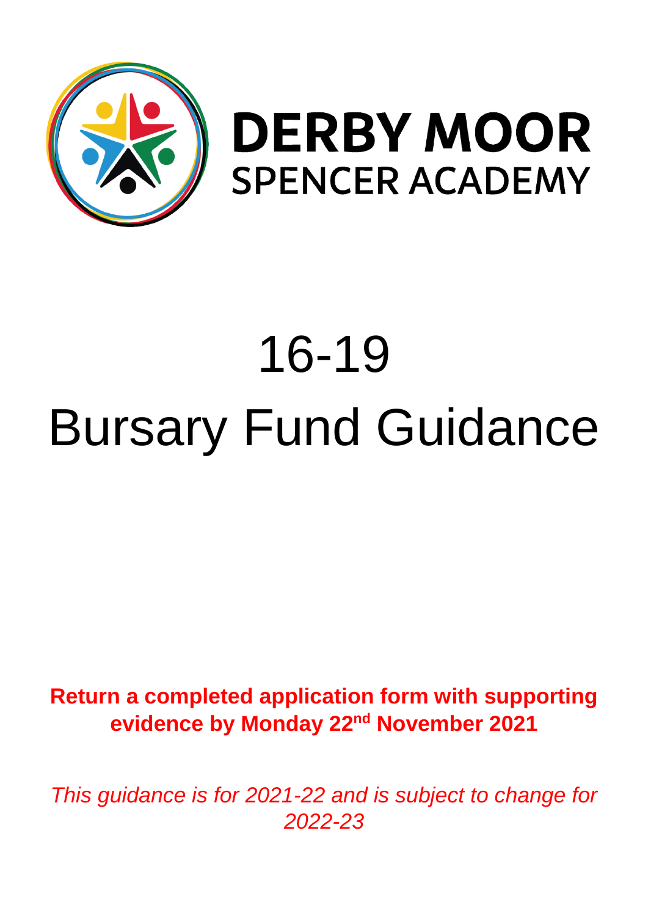**DERBY MOOR**
**SPENCER ACADEMY**

# 16-19 Bursary Fund Guidance

**Return a completed application form with supporting evidence by Monday 22nd November 2021**

*This guidance is for 2021-22 and is subject to change for 2022-23*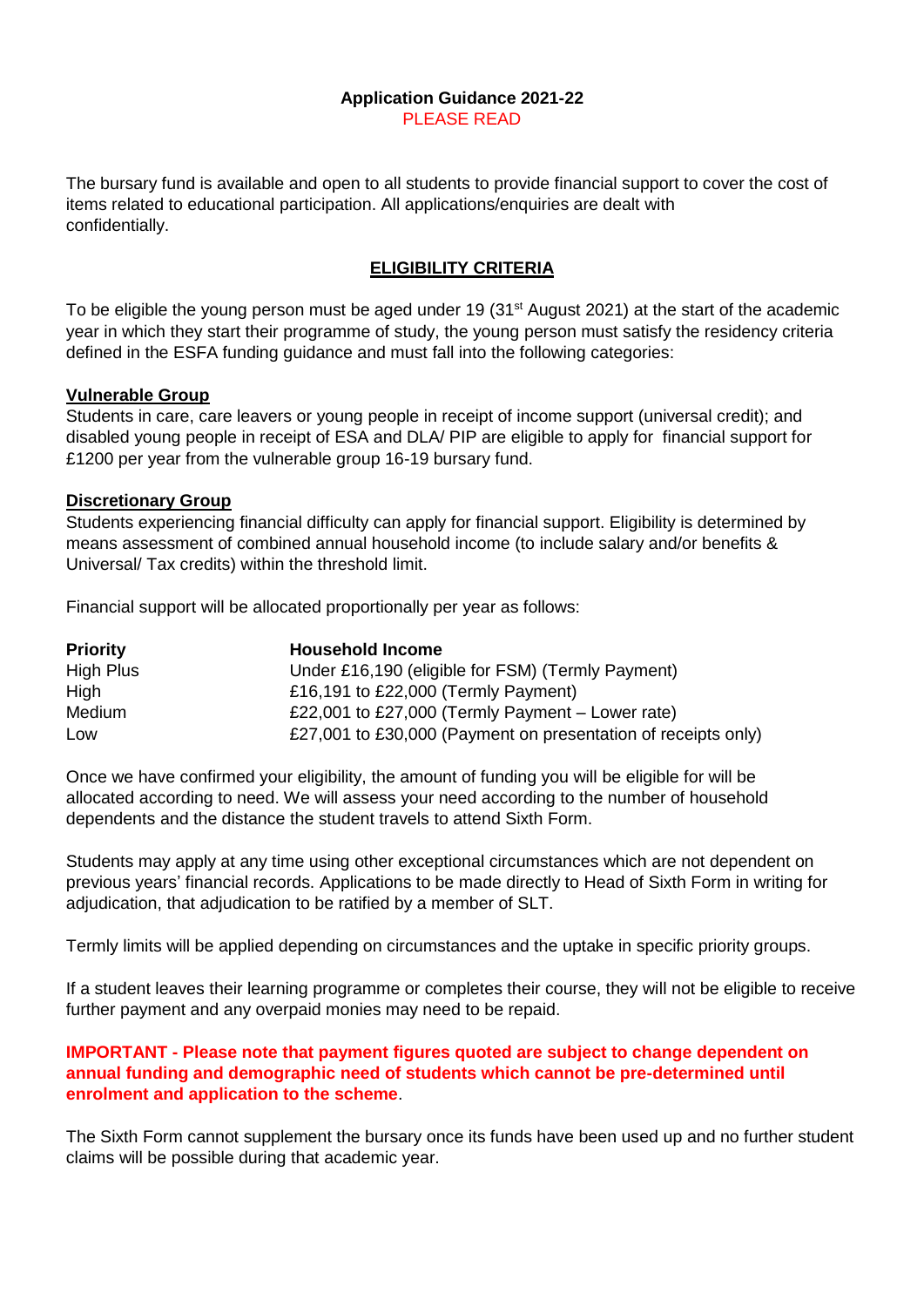**Application Guidance 2021-22**

PLEASE READ

The bursary fund is available and open to all students to provide financial support to cover the cost of items related to educational participation. All applications/enquiries are dealt with confidentially.

## ELIGIBILITY CRITERIA

To be eligible the young person must be aged under 19 (31st August 2021) at the start of the academic year in which they start their programme of study, the young person must satisfy the residency criteria defined in the ESFA funding guidance and must fall into the following categories:

### Vulnerable Group

Students in care, care leavers or young people in receipt of income support (universal credit); and disabled young people in receipt of ESA and DLA/ PIP are eligible to apply for financial support for £1200 per year from the vulnerable group 16-19 bursary fund.

### Discretionary Group

Students experiencing financial difficulty can apply for financial support. Eligibility is determined by means assessment of combined annual household income (to include salary and/or benefits & Universal/ Tax credits) within the threshold limit.

Financial support will be allocated proportionally per year as follows:

| Priority | Household Income |
|---|---|
| High Plus | Under £16,190 (eligible for FSM) (Termly Payment) |
| High | £16,191 to £22,000 (Termly Payment) |
| Medium | £22,001 to £27,000 (Termly Payment – Lower rate) |
| Low | £27,001 to £30,000 (Payment on presentation of receipts only) |

Once we have confirmed your eligibility, the amount of funding you will be eligible for will be allocated according to need. We will assess your need according to the number of household dependents and the distance the student travels to attend Sixth Form.

Students may apply at any time using other exceptional circumstances which are not dependent on previous years' financial records. Applications to be made directly to Head of Sixth Form in writing for adjudication, that adjudication to be ratified by a member of SLT.

Termly limits will be applied depending on circumstances and the uptake in specific priority groups.

If a student leaves their learning programme or completes their course, they will not be eligible to receive further payment and any overpaid monies may need to be repaid.

**IMPORTANT - Please note that payment figures quoted are subject to change dependent on annual funding and demographic need of students which cannot be pre-determined until enrolment and application to the scheme**.

The Sixth Form cannot supplement the bursary once its funds have been used up and no further student claims will be possible during that academic year.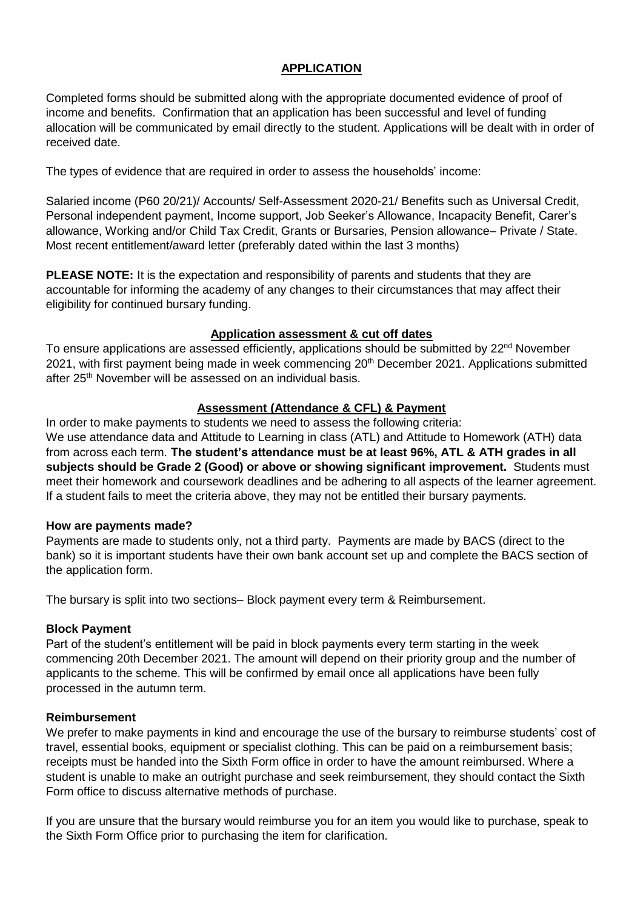## APPLICATION

Completed forms should be submitted along with the appropriate documented evidence of proof of income and benefits. Confirmation that an application has been successful and level of funding allocation will be communicated by email directly to the student. Applications will be dealt with in order of received date.

The types of evidence that are required in order to assess the households' income:

Salaried income (P60 20/21)/ Accounts/ Self-Assessment 2020-21/ Benefits such as Universal Credit, Personal independent payment, Income support, Job Seeker's Allowance, Incapacity Benefit, Carer's allowance, Working and/or Child Tax Credit, Grants or Bursaries, Pension allowance– Private / State. Most recent entitlement/award letter (preferably dated within the last 3 months)

**PLEASE NOTE:** It is the expectation and responsibility of parents and students that they are accountable for informing the academy of any changes to their circumstances that may affect their eligibility for continued bursary funding.

### Application assessment & cut off dates

To ensure applications are assessed efficiently, applications should be submitted by 22nd November 2021, with first payment being made in week commencing 20th December 2021. Applications submitted after 25th November will be assessed on an individual basis.

### Assessment (Attendance & CFL) & Payment

In order to make payments to students we need to assess the following criteria:
We use attendance data and Attitude to Learning in class (ATL) and Attitude to Homework (ATH) data from across each term. **The student's attendance must be at least 96%, ATL & ATH grades in all subjects should be Grade 2 (Good) or above or showing significant improvement.** Students must meet their homework and coursework deadlines and be adhering to all aspects of the learner agreement. If a student fails to meet the criteria above, they may not be entitled their bursary payments.

**How are payments made?**

Payments are made to students only, not a third party. Payments are made by BACS (direct to the bank) so it is important students have their own bank account set up and complete the BACS section of the application form.

The bursary is split into two sections– Block payment every term & Reimbursement.

**Block Payment**

Part of the student's entitlement will be paid in block payments every term starting in the week commencing 20th December 2021. The amount will depend on their priority group and the number of applicants to the scheme. This will be confirmed by email once all applications have been fully processed in the autumn term.

**Reimbursement**

We prefer to make payments in kind and encourage the use of the bursary to reimburse students' cost of travel, essential books, equipment or specialist clothing. This can be paid on a reimbursement basis; receipts must be handed into the Sixth Form office in order to have the amount reimbursed. Where a student is unable to make an outright purchase and seek reimbursement, they should contact the Sixth Form office to discuss alternative methods of purchase.

If you are unsure that the bursary would reimburse you for an item you would like to purchase, speak to the Sixth Form Office prior to purchasing the item for clarification.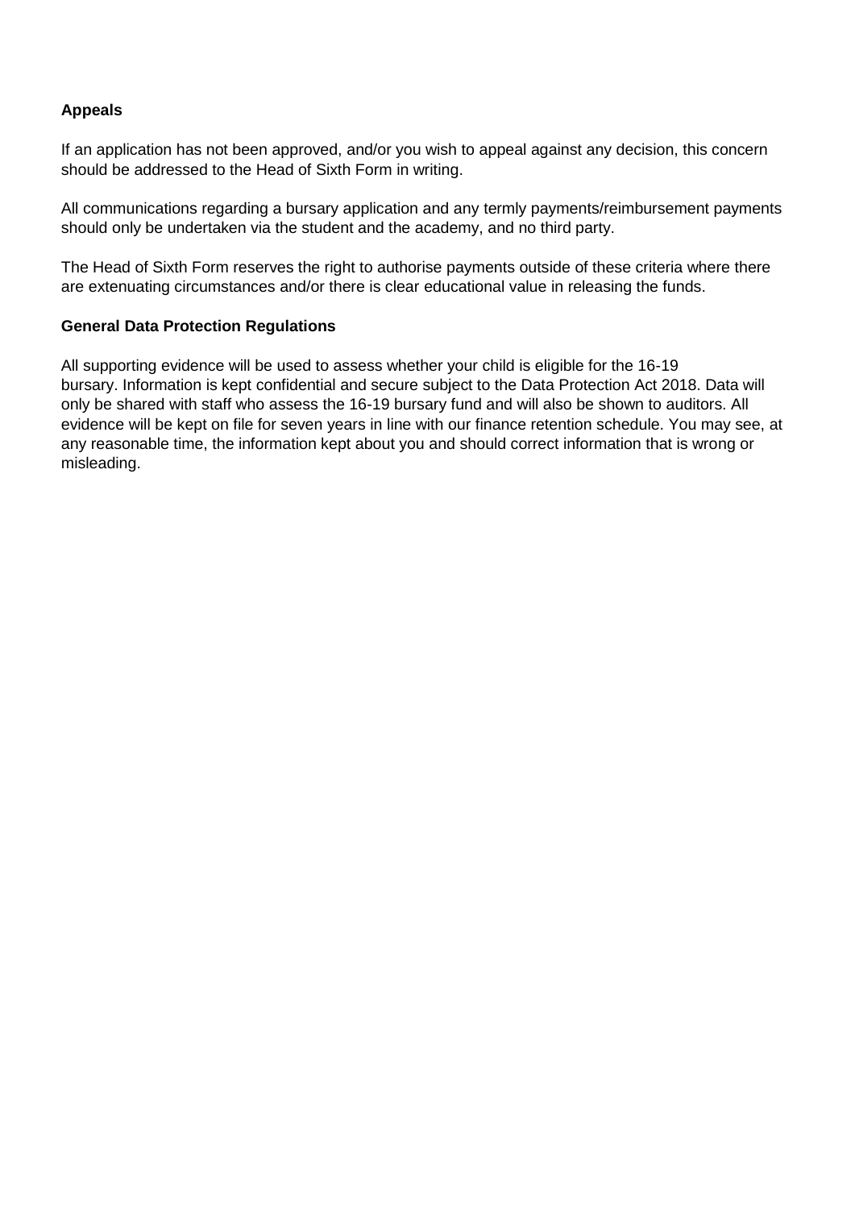**Appeals**

If an application has not been approved, and/or you wish to appeal against any decision, this concern should be addressed to the Head of Sixth Form in writing.

All communications regarding a bursary application and any termly payments/reimbursement payments should only be undertaken via the student and the academy, and no third party.

The Head of Sixth Form reserves the right to authorise payments outside of these criteria where there are extenuating circumstances and/or there is clear educational value in releasing the funds.

**General Data Protection Regulations**

All supporting evidence will be used to assess whether your child is eligible for the 16-19 bursary. Information is kept confidential and secure subject to the Data Protection Act 2018. Data will only be shared with staff who assess the 16-19 bursary fund and will also be shown to auditors. All evidence will be kept on file for seven years in line with our finance retention schedule. You may see, at any reasonable time, the information kept about you and should correct information that is wrong or misleading.